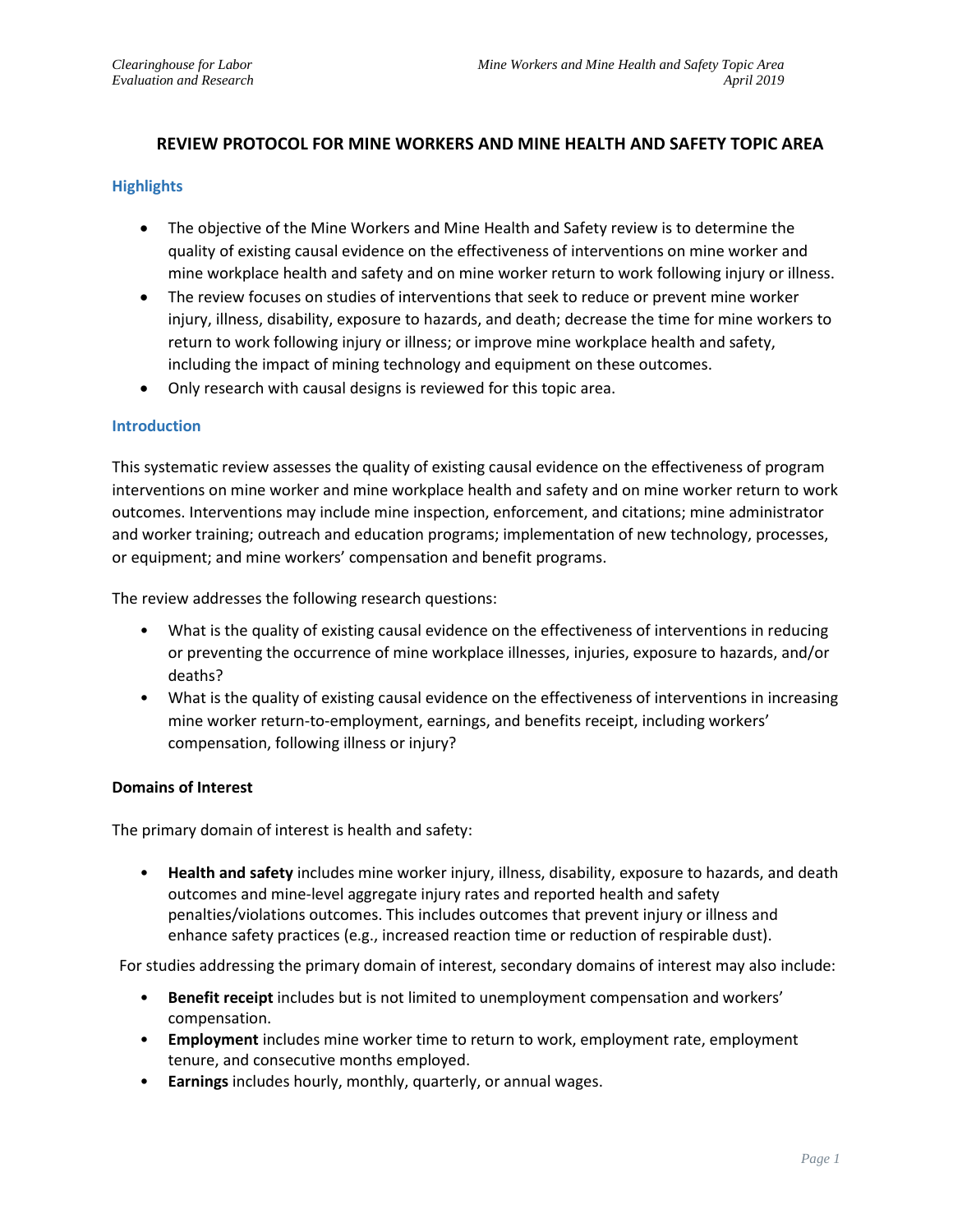# REVIEW PROTOCOL FOR MINE WORKERS AND MINE HEALTH AND SAFETY TOPIC AREA

## Highlights

- The objective of the Mine Workers and Mine Health and Safety review is to determine the quality of existing causal evidence on the effectiveness of interventions on mine worker and mine workplace health and safety and on mine worker return to work following injury or illness.
- The review focuses on studies of interventions that seek to reduce or prevent mine worker injury, illness, disability, exposure to hazards, and death; decrease the time for mine workers to return to work following injury or illness; or improve mine workplace health and safety, including the impact of mining technology and equipment on these outcomes.
- Only research with causal designs is reviewed for this topic area.

## Introduction

This systematic review assesses the quality of existing causal evidence on the effectiveness of program interventions on mine worker and mine workplace health and safety and on mine worker return to work outcomes. Interventions may include mine inspection, enforcement, and citations; mine administrator and worker training; outreach and education programs; implementation of new technology, processes, or equipment; and mine workers' compensation and benefit programs.

The review addresses the following research questions:

- What is the quality of existing causal evidence on the effectiveness of interventions in reducing or preventing the occurrence of mine workplace illnesses, injuries, exposure to hazards, and/or deaths?
- What is the quality of existing causal evidence on the effectiveness of interventions in increasing mine worker return-to-employment, earnings, and benefits receipt, including workers' compensation, following illness or injury?

### Domains of Interest

The primary domain of interest is health and safety:

- **Health and safety** includes mine worker injury, illness, disability, exposure to hazards, and death outcomes and mine-level aggregate injury rates and reported health and safety penalties/violations outcomes. This includes outcomes that prevent injury or illness and enhance safety practices (e.g., increased reaction time or reduction of respirable dust).

For studies addressing the primary domain of interest, secondary domains of interest may also include:

- **Benefit receipt** includes but is not limited to unemployment compensation and workers' compensation.
- **Employment** includes mine worker time to return to work, employment rate, employment tenure, and consecutive months employed.
- **Earnings** includes hourly, monthly, quarterly, or annual wages.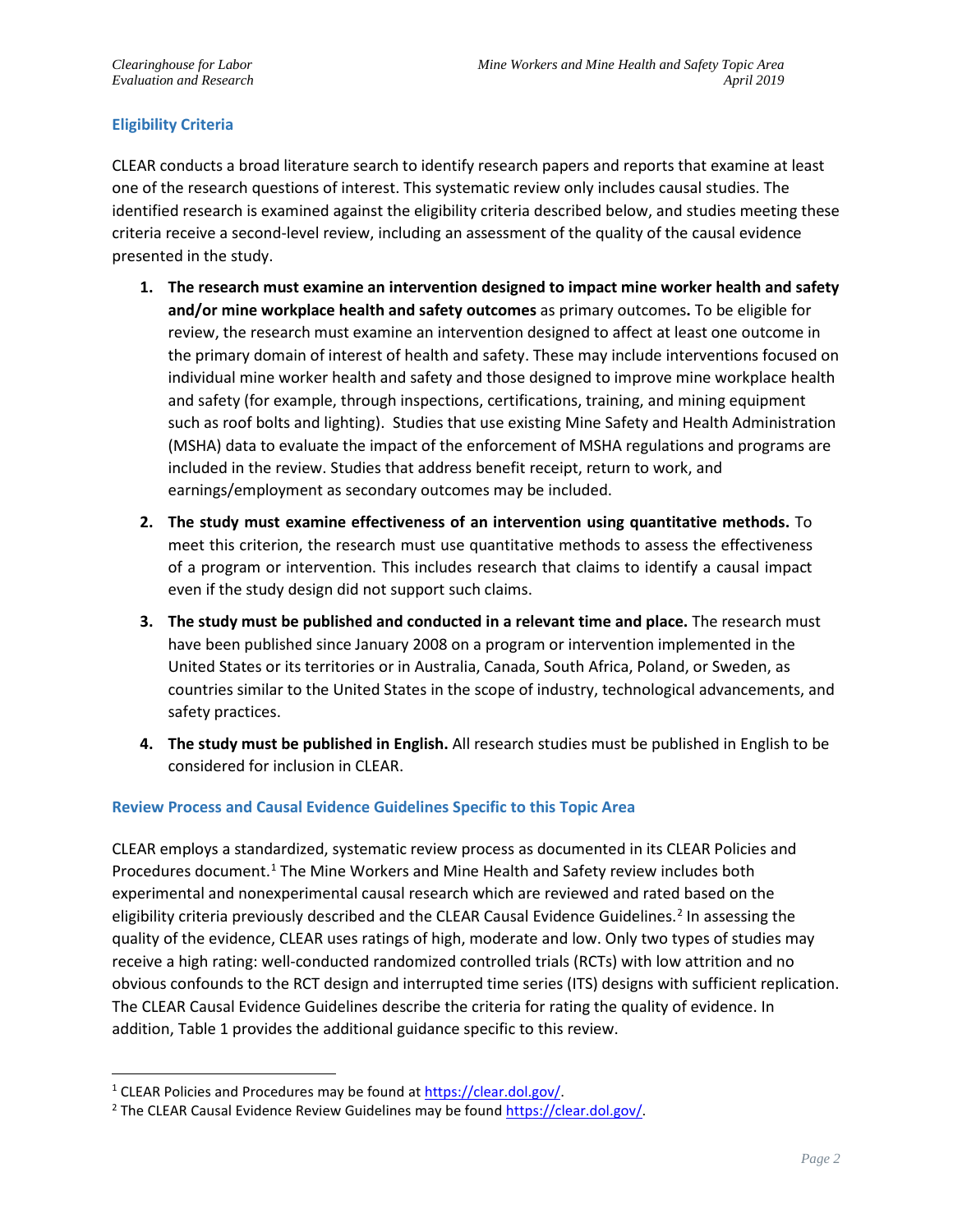## Eligibility Criteria

CLEAR conducts a broad literature search to identify research papers and reports that examine at least one of the research questions of interest. This systematic review only includes causal studies. The identified research is examined against the eligibility criteria described below, and studies meeting these criteria receive a second-level review, including an assessment of the quality of the causal evidence presented in the study.

1. **The research must examine an intervention designed to impact mine worker health and safety and/or mine workplace health and safety outcomes** as primary outcomes**.** To be eligible for review, the research must examine an intervention designed to affect at least one outcome in the primary domain of interest of health and safety. These may include interventions focused on individual mine worker health and safety and those designed to improve mine workplace health and safety (for example, through inspections, certifications, training, and mining equipment such as roof bolts and lighting). Studies that use existing Mine Safety and Health Administration (MSHA) data to evaluate the impact of the enforcement of MSHA regulations and programs are included in the review. Studies that address benefit receipt, return to work, and earnings/employment as secondary outcomes may be included.

2. **The study must examine effectiveness of an intervention using quantitative methods.** To meet this criterion, the research must use quantitative methods to assess the effectiveness of a program or intervention. This includes research that claims to identify a causal impact even if the study design did not support such claims.

3. **The study must be published and conducted in a relevant time and place.** The research must have been published since January 2008 on a program or intervention implemented in the United States or its territories or in Australia, Canada, South Africa, Poland, or Sweden, as countries similar to the United States in the scope of industry, technological advancements, and safety practices.

4. **The study must be published in English.** All research studies must be published in English to be considered for inclusion in CLEAR.

## Review Process and Causal Evidence Guidelines Specific to this Topic Area

CLEAR employs a standardized, systematic review process as documented in its CLEAR Policies and Procedures document.[1] The Mine Workers and Mine Health and Safety review includes both experimental and nonexperimental causal research which are reviewed and rated based on the eligibility criteria previously described and the CLEAR Causal Evidence Guidelines.[2] In assessing the quality of the evidence, CLEAR uses ratings of high, moderate and low. Only two types of studies may receive a high rating: well-conducted randomized controlled trials (RCTs) with low attrition and no obvious confounds to the RCT design and interrupted time series (ITS) designs with sufficient replication. The CLEAR Causal Evidence Guidelines describe the criteria for rating the quality of evidence. In addition, Table 1 provides the additional guidance specific to this review.

[1] CLEAR Policies and Procedures may be found at https://clear.dol.gov/.

[2] The CLEAR Causal Evidence Review Guidelines may be found https://clear.dol.gov/.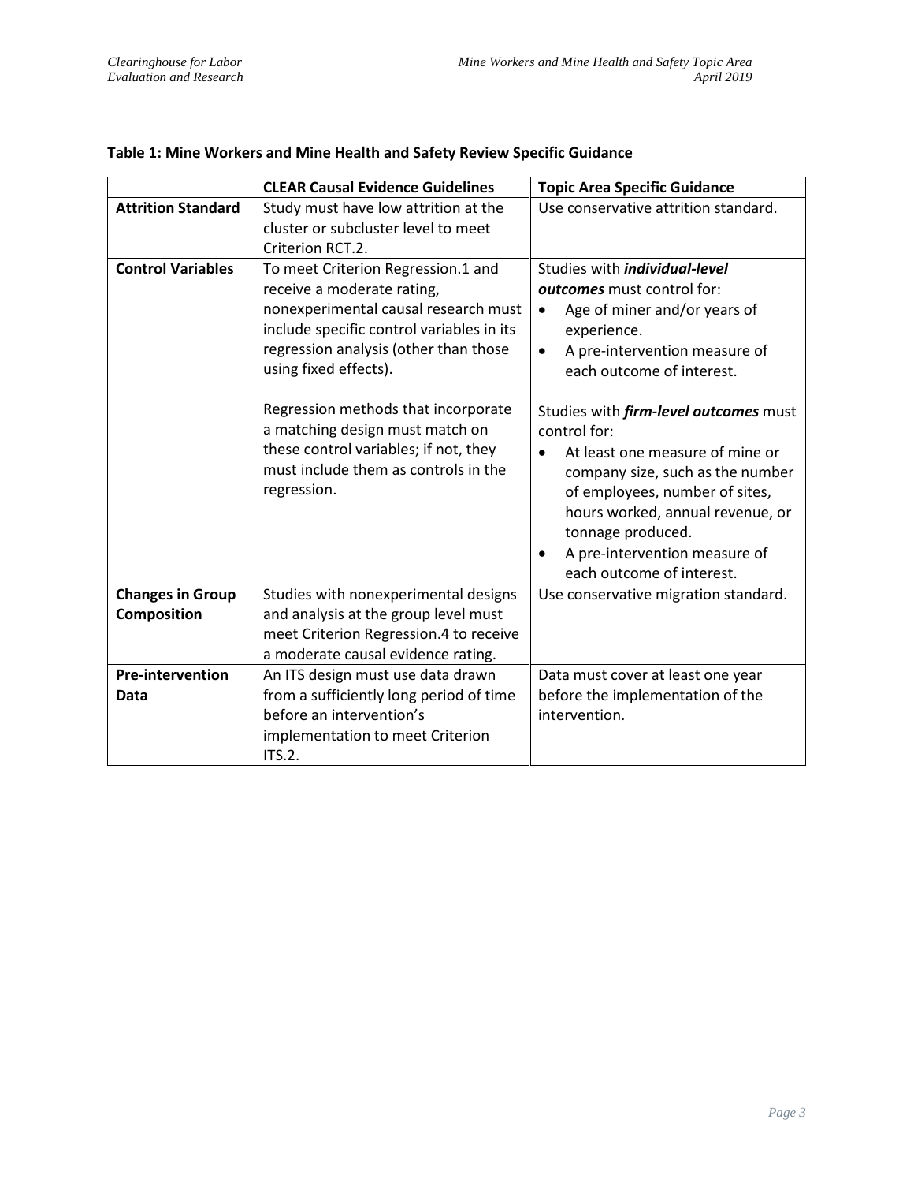**Table 1: Mine Workers and Mine Health and Safety Review Specific Guidance**

| | CLEAR Causal Evidence Guidelines | Topic Area Specific Guidance |
|---|---|---|
| **Attrition Standard** | Study must have low attrition at the cluster or subcluster level to meet Criterion RCT.2. | Use conservative attrition standard. |
| **Control Variables** | To meet Criterion Regression.1 and receive a moderate rating, nonexperimental causal research must include specific control variables in its regression analysis (other than those using fixed effects).<br><br>Regression methods that incorporate a matching design must match on these control variables; if not, they must include them as controls in the regression. | Studies with ***individual-level outcomes*** must control for:<br>• Age of miner and/or years of experience.<br>• A pre-intervention measure of each outcome of interest.<br><br>Studies with ***firm-level outcomes*** must control for:<br>• At least one measure of mine or company size, such as the number of employees, number of sites, hours worked, annual revenue, or tonnage produced.<br>• A pre-intervention measure of each outcome of interest. |
| **Changes in Group Composition** | Studies with nonexperimental designs and analysis at the group level must meet Criterion Regression.4 to receive a moderate causal evidence rating. | Use conservative migration standard. |
| **Pre-intervention Data** | An ITS design must use data drawn from a sufficiently long period of time before an intervention's implementation to meet Criterion ITS.2. | Data must cover at least one year before the implementation of the intervention. |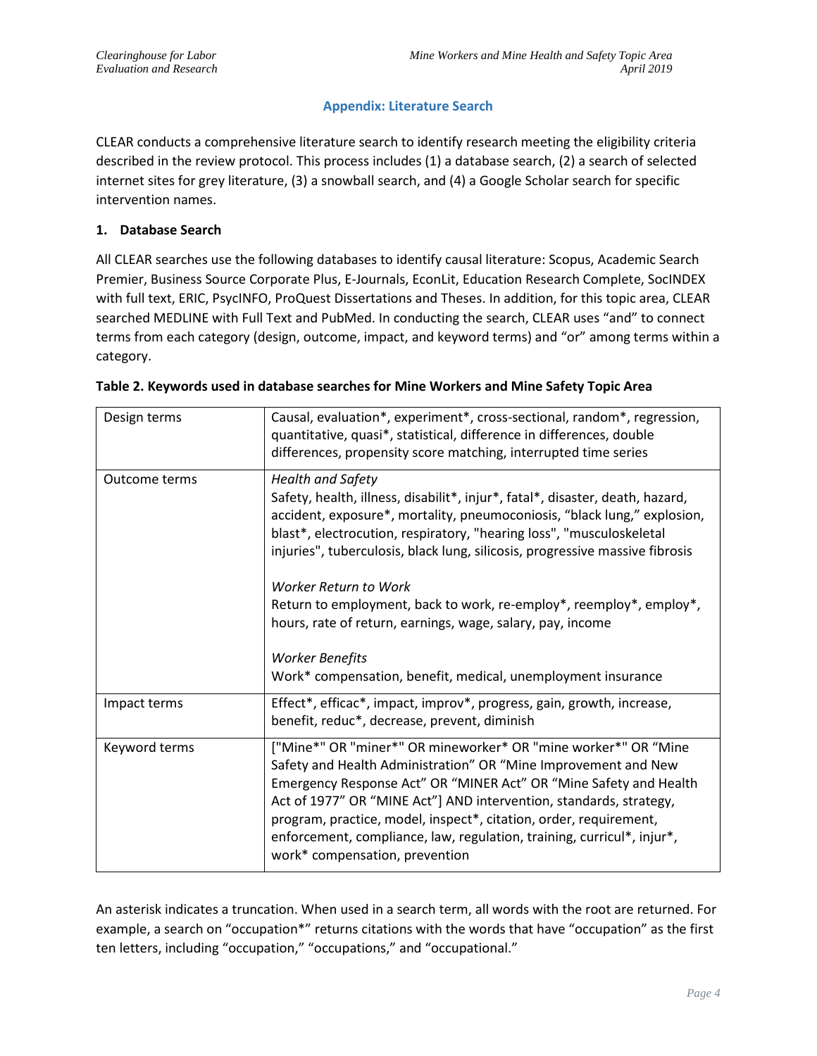## Appendix: Literature Search

CLEAR conducts a comprehensive literature search to identify research meeting the eligibility criteria described in the review protocol. This process includes (1) a database search, (2) a search of selected internet sites for grey literature, (3) a snowball search, and (4) a Google Scholar search for specific intervention names.

### 1. Database Search

All CLEAR searches use the following databases to identify causal literature: Scopus, Academic Search Premier, Business Source Corporate Plus, E-Journals, EconLit, Education Research Complete, SocINDEX with full text, ERIC, PsycINFO, ProQuest Dissertations and Theses. In addition, for this topic area, CLEAR searched MEDLINE with Full Text and PubMed. In conducting the search, CLEAR uses "and" to connect terms from each category (design, outcome, impact, and keyword terms) and "or" among terms within a category.

**Table 2. Keywords used in database searches for Mine Workers and Mine Safety Topic Area**

| | |
|---|---|
| Design terms | Causal, evaluation*, experiment*, cross-sectional, random*, regression, quantitative, quasi*, statistical, difference in differences, double differences, propensity score matching, interrupted time series |
| Outcome terms | *Health and Safety*<br>Safety, health, illness, disabilit*, injur*, fatal*, disaster, death, hazard, accident, exposure*, mortality, pneumoconiosis, "black lung," explosion, blast*, electrocution, respiratory, "hearing loss", "musculoskeletal injuries", tuberculosis, black lung, silicosis, progressive massive fibrosis<br><br>*Worker Return to Work*<br>Return to employment, back to work, re-employ*, reemploy*, employ*, hours, rate of return, earnings, wage, salary, pay, income<br><br>*Worker Benefits*<br>Work* compensation, benefit, medical, unemployment insurance |
| Impact terms | Effect*, efficac*, impact, improv*, progress, gain, growth, increase, benefit, reduc*, decrease, prevent, diminish |
| Keyword terms | ["Mine*" OR "miner*" OR mineworker* OR "mine worker*" OR "Mine Safety and Health Administration" OR "Mine Improvement and New Emergency Response Act" OR "MINER Act" OR "Mine Safety and Health Act of 1977" OR "MINE Act"] AND intervention, standards, strategy, program, practice, model, inspect*, citation, order, requirement, enforcement, compliance, law, regulation, training, curricul*, injur*, work* compensation, prevention |

An asterisk indicates a truncation. When used in a search term, all words with the root are returned. For example, a search on "occupation*" returns citations with the words that have "occupation" as the first ten letters, including "occupation," "occupations," and "occupational."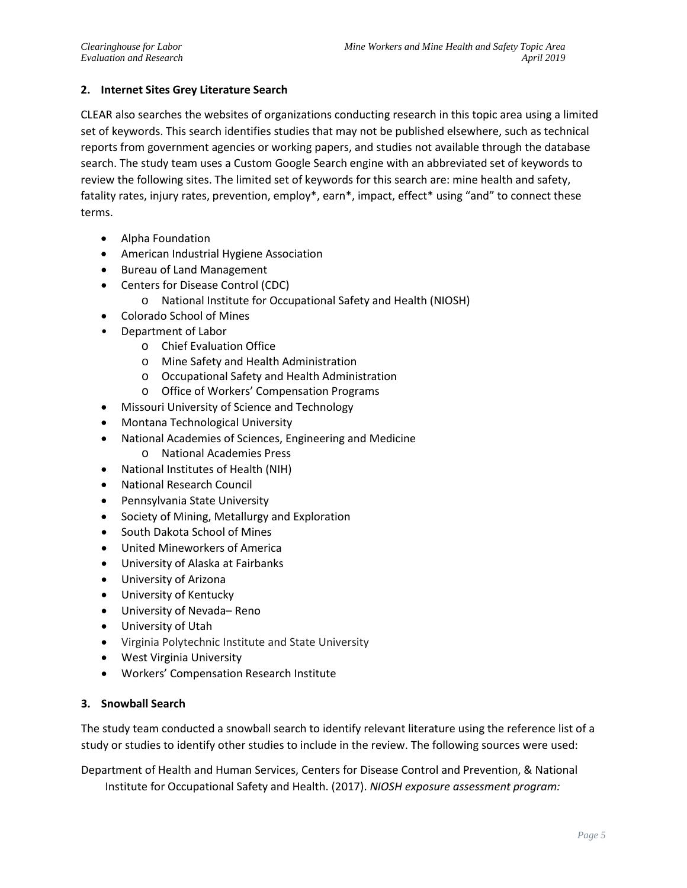## 2. Internet Sites Grey Literature Search

CLEAR also searches the websites of organizations conducting research in this topic area using a limited set of keywords. This search identifies studies that may not be published elsewhere, such as technical reports from government agencies or working papers, and studies not available through the database search. The study team uses a Custom Google Search engine with an abbreviated set of keywords to review the following sites. The limited set of keywords for this search are: mine health and safety, fatality rates, injury rates, prevention, employ*, earn*, impact, effect* using "and" to connect these terms.

- Alpha Foundation
- American Industrial Hygiene Association
- Bureau of Land Management
- Centers for Disease Control (CDC)
  - National Institute for Occupational Safety and Health (NIOSH)
- Colorado School of Mines
- Department of Labor
  - Chief Evaluation Office
  - Mine Safety and Health Administration
  - Occupational Safety and Health Administration
  - Office of Workers' Compensation Programs
- Missouri University of Science and Technology
- Montana Technological University
- National Academies of Sciences, Engineering and Medicine
  - National Academies Press
- National Institutes of Health (NIH)
- National Research Council
- Pennsylvania State University
- Society of Mining, Metallurgy and Exploration
- South Dakota School of Mines
- United Mineworkers of America
- University of Alaska at Fairbanks
- University of Arizona
- University of Kentucky
- University of Nevada– Reno
- University of Utah
- Virginia Polytechnic Institute and State University
- West Virginia University
- Workers' Compensation Research Institute

## 3. Snowball Search

The study team conducted a snowball search to identify relevant literature using the reference list of a study or studies to identify other studies to include in the review. The following sources were used:

Department of Health and Human Services, Centers for Disease Control and Prevention, & National Institute for Occupational Safety and Health. (2017). *NIOSH exposure assessment program:*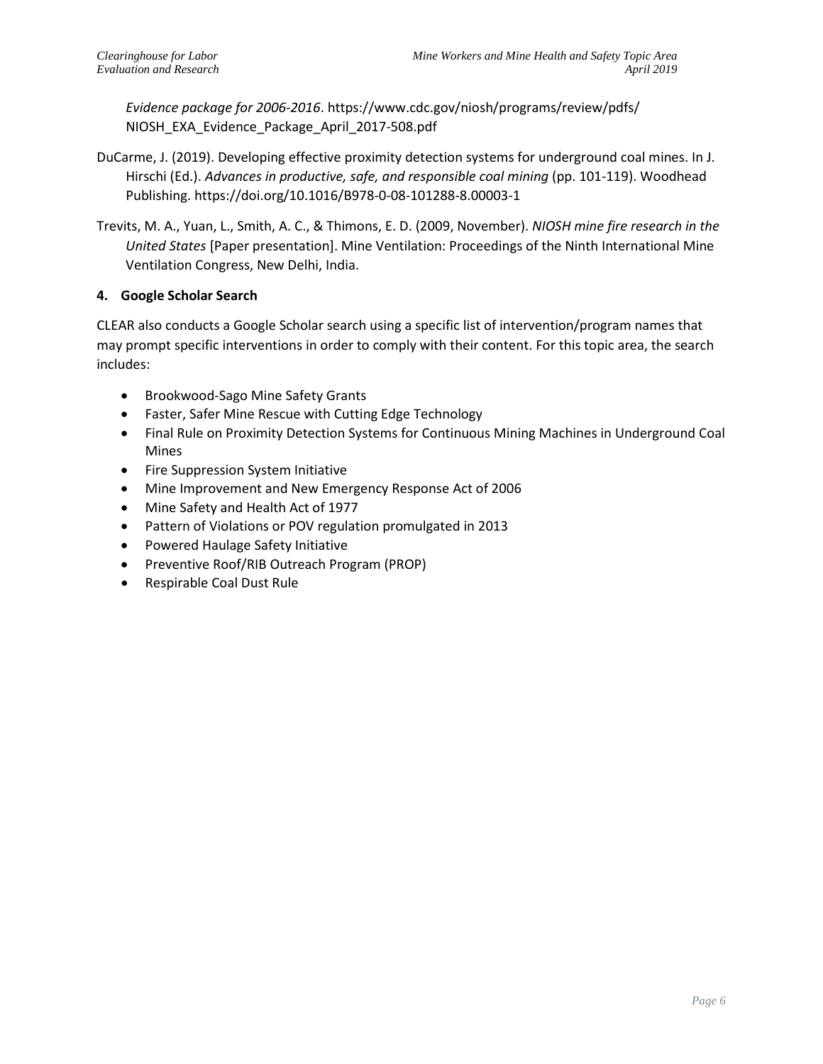*Evidence package for 2006-2016*. https://www.cdc.gov/niosh/programs/review/pdfs/NIOSH_EXA_Evidence_Package_April_2017-508.pdf

DuCarme, J. (2019). Developing effective proximity detection systems for underground coal mines. In J. Hirschi (Ed.). *Advances in productive, safe, and responsible coal mining* (pp. 101-119). Woodhead Publishing. https://doi.org/10.1016/B978-0-08-101288-8.00003-1

Trevits, M. A., Yuan, L., Smith, A. C., & Thimons, E. D. (2009, November). *NIOSH mine fire research in the United States* [Paper presentation]. Mine Ventilation: Proceedings of the Ninth International Mine Ventilation Congress, New Delhi, India.

### 4. Google Scholar Search

CLEAR also conducts a Google Scholar search using a specific list of intervention/program names that may prompt specific interventions in order to comply with their content. For this topic area, the search includes:

- Brookwood-Sago Mine Safety Grants
- Faster, Safer Mine Rescue with Cutting Edge Technology
- Final Rule on Proximity Detection Systems for Continuous Mining Machines in Underground Coal Mines
- Fire Suppression System Initiative
- Mine Improvement and New Emergency Response Act of 2006
- Mine Safety and Health Act of 1977
- Pattern of Violations or POV regulation promulgated in 2013
- Powered Haulage Safety Initiative
- Preventive Roof/RIB Outreach Program (PROP)
- Respirable Coal Dust Rule